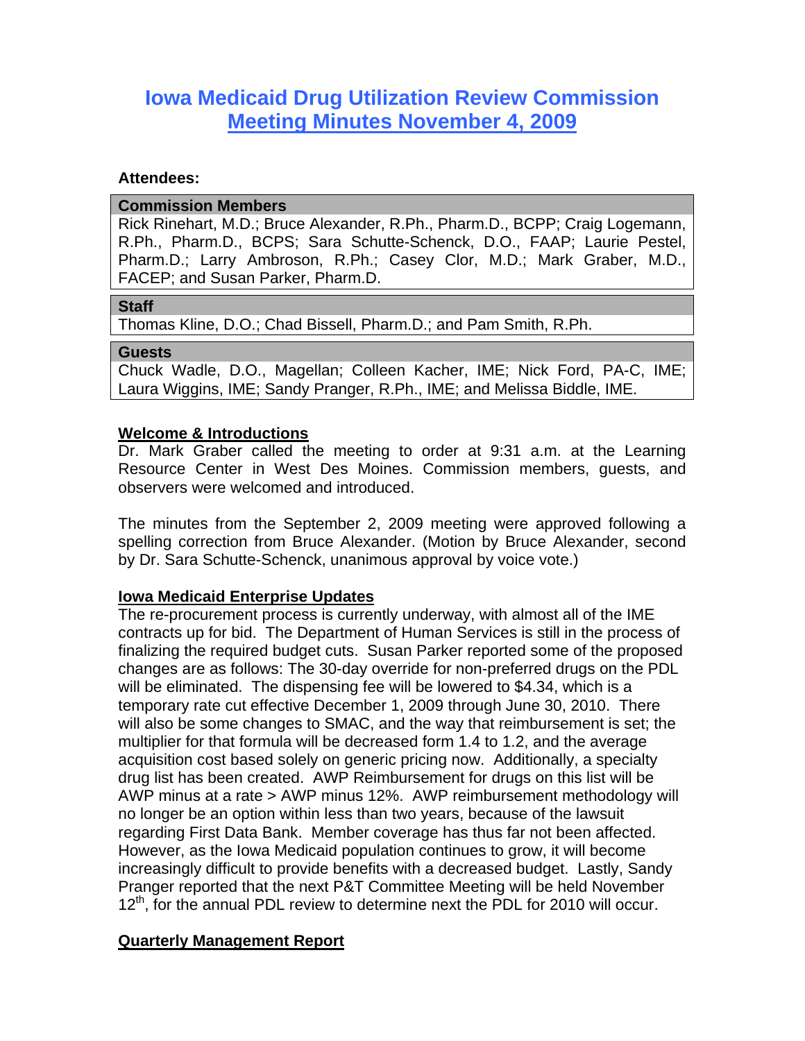# Iowa Medicaid Drug Utilization Review Commission

## Meeting Minutes November 4, 2009

**Attendees:**

| **Commission Members** |
| --- |
| Rick Rinehart, M.D.; Bruce Alexander, R.Ph., Pharm.D., BCPP; Craig Logemann, R.Ph., Pharm.D., BCPS; Sara Schutte-Schenck, D.O., FAAP; Laurie Pestel, Pharm.D.; Larry Ambroson, R.Ph.; Casey Clor, M.D.; Mark Graber, M.D., FACEP; and Susan Parker, Pharm.D. |

| **Staff** |
| --- |
| Thomas Kline, D.O.; Chad Bissell, Pharm.D.; and Pam Smith, R.Ph. |

| **Guests** |
| --- |
| Chuck Wadle, D.O., Magellan; Colleen Kacher, IME; Nick Ford, PA-C, IME; Laura Wiggins, IME; Sandy Pranger, R.Ph., IME; and Melissa Biddle, IME. |

**Welcome & Introductions**

Dr. Mark Graber called the meeting to order at 9:31 a.m. at the Learning Resource Center in West Des Moines. Commission members, guests, and observers were welcomed and introduced.

The minutes from the September 2, 2009 meeting were approved following a spelling correction from Bruce Alexander. (Motion by Bruce Alexander, second by Dr. Sara Schutte-Schenck, unanimous approval by voice vote.)

**Iowa Medicaid Enterprise Updates**

The re-procurement process is currently underway, with almost all of the IME contracts up for bid. The Department of Human Services is still in the process of finalizing the required budget cuts. Susan Parker reported some of the proposed changes are as follows: The 30-day override for non-preferred drugs on the PDL will be eliminated. The dispensing fee will be lowered to $4.34, which is a temporary rate cut effective December 1, 2009 through June 30, 2010. There will also be some changes to SMAC, and the way that reimbursement is set; the multiplier for that formula will be decreased form 1.4 to 1.2, and the average acquisition cost based solely on generic pricing now. Additionally, a specialty drug list has been created. AWP Reimbursement for drugs on this list will be AWP minus at a rate > AWP minus 12%. AWP reimbursement methodology will no longer be an option within less than two years, because of the lawsuit regarding First Data Bank. Member coverage has thus far not been affected. However, as the Iowa Medicaid population continues to grow, it will become increasingly difficult to provide benefits with a decreased budget. Lastly, Sandy Pranger reported that the next P&T Committee Meeting will be held November 12th, for the annual PDL review to determine next the PDL for 2010 will occur.

**Quarterly Management Report**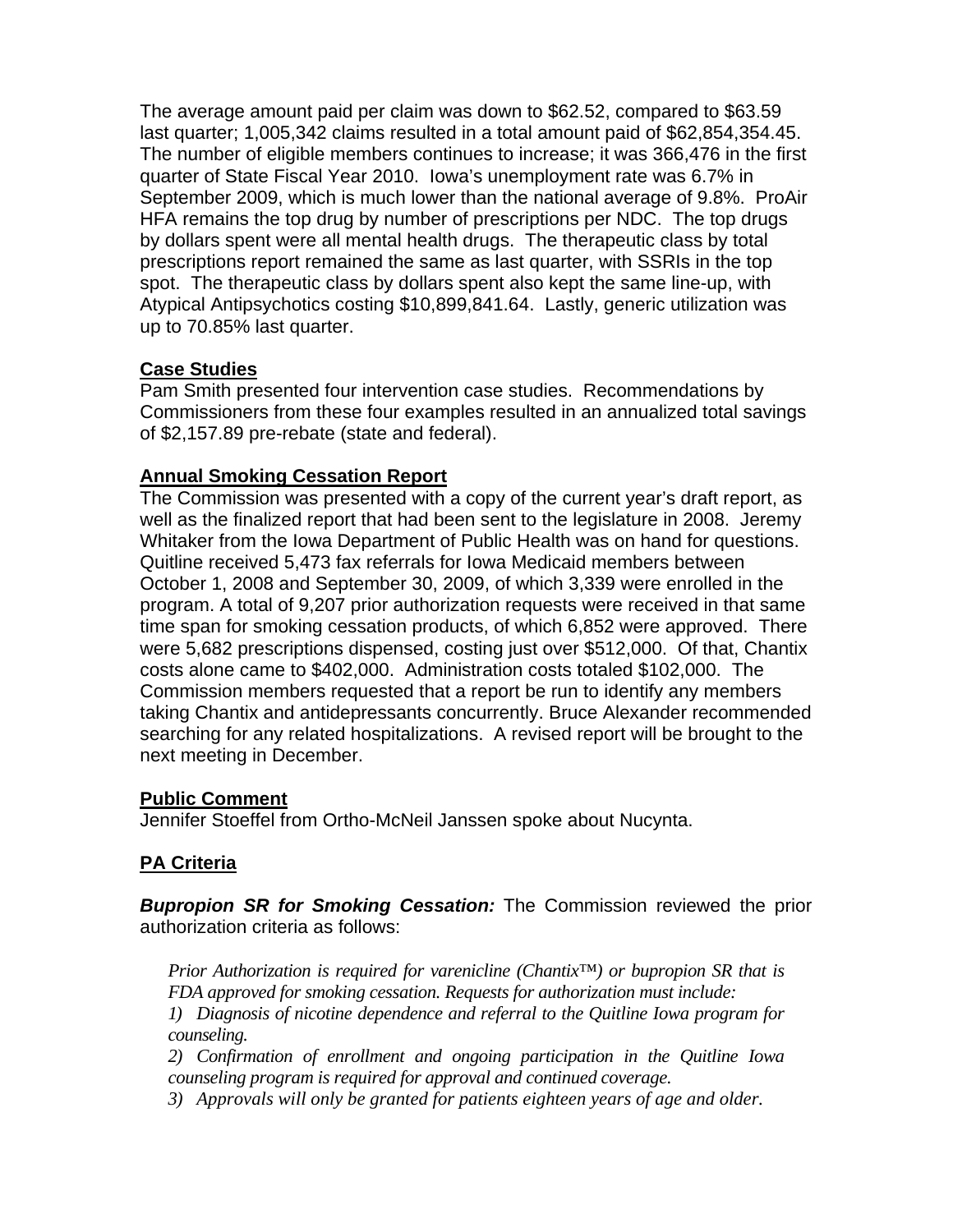The average amount paid per claim was down to $62.52, compared to $63.59 last quarter; 1,005,342 claims resulted in a total amount paid of $62,854,354.45. The number of eligible members continues to increase; it was 366,476 in the first quarter of State Fiscal Year 2010. Iowa's unemployment rate was 6.7% in September 2009, which is much lower than the national average of 9.8%. ProAir HFA remains the top drug by number of prescriptions per NDC. The top drugs by dollars spent were all mental health drugs. The therapeutic class by total prescriptions report remained the same as last quarter, with SSRIs in the top spot. The therapeutic class by dollars spent also kept the same line-up, with Atypical Antipsychotics costing $10,899,841.64. Lastly, generic utilization was up to 70.85% last quarter.

**Case Studies**

Pam Smith presented four intervention case studies. Recommendations by Commissioners from these four examples resulted in an annualized total savings of $2,157.89 pre-rebate (state and federal).

**Annual Smoking Cessation Report**

The Commission was presented with a copy of the current year's draft report, as well as the finalized report that had been sent to the legislature in 2008. Jeremy Whitaker from the Iowa Department of Public Health was on hand for questions. Quitline received 5,473 fax referrals for Iowa Medicaid members between October 1, 2008 and September 30, 2009, of which 3,339 were enrolled in the program. A total of 9,207 prior authorization requests were received in that same time span for smoking cessation products, of which 6,852 were approved. There were 5,682 prescriptions dispensed, costing just over $512,000. Of that, Chantix costs alone came to $402,000. Administration costs totaled $102,000. The Commission members requested that a report be run to identify any members taking Chantix and antidepressants concurrently. Bruce Alexander recommended searching for any related hospitalizations. A revised report will be brought to the next meeting in December.

**Public Comment**

Jennifer Stoeffel from Ortho-McNeil Janssen spoke about Nucynta.

**PA Criteria**

***Bupropion SR for Smoking Cessation:*** The Commission reviewed the prior authorization criteria as follows:

*Prior Authorization is required for varenicline (Chantix™) or bupropion SR that is FDA approved for smoking cessation. Requests for authorization must include:*

*1) Diagnosis of nicotine dependence and referral to the Quitline Iowa program for counseling.*

*2) Confirmation of enrollment and ongoing participation in the Quitline Iowa counseling program is required for approval and continued coverage.*

*3) Approvals will only be granted for patients eighteen years of age and older.*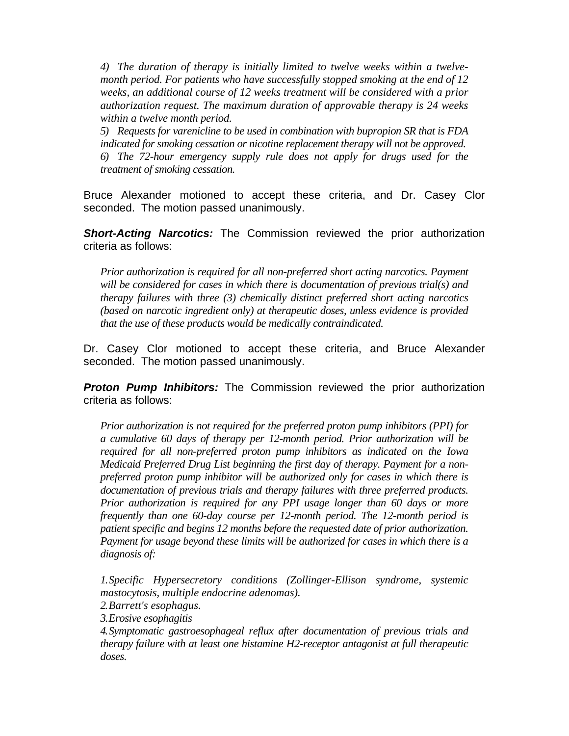*4) The duration of therapy is initially limited to twelve weeks within a twelve-month period. For patients who have successfully stopped smoking at the end of 12 weeks, an additional course of 12 weeks treatment will be considered with a prior authorization request. The maximum duration of approvable therapy is 24 weeks within a twelve month period.*

*5) Requests for varenicline to be used in combination with bupropion SR that is FDA indicated for smoking cessation or nicotine replacement therapy will not be approved.*

*6) The 72-hour emergency supply rule does not apply for drugs used for the treatment of smoking cessation.*

Bruce Alexander motioned to accept these criteria, and Dr. Casey Clor seconded. The motion passed unanimously.

***Short-Acting Narcotics:*** The Commission reviewed the prior authorization criteria as follows:

*Prior authorization is required for all non-preferred short acting narcotics. Payment will be considered for cases in which there is documentation of previous trial(s) and therapy failures with three (3) chemically distinct preferred short acting narcotics (based on narcotic ingredient only) at therapeutic doses, unless evidence is provided that the use of these products would be medically contraindicated.*

Dr. Casey Clor motioned to accept these criteria, and Bruce Alexander seconded. The motion passed unanimously.

***Proton Pump Inhibitors:*** The Commission reviewed the prior authorization criteria as follows:

*Prior authorization is not required for the preferred proton pump inhibitors (PPI) for a cumulative 60 days of therapy per 12-month period. Prior authorization will be required for all non-preferred proton pump inhibitors as indicated on the Iowa Medicaid Preferred Drug List beginning the first day of therapy. Payment for a non-preferred proton pump inhibitor will be authorized only for cases in which there is documentation of previous trials and therapy failures with three preferred products. Prior authorization is required for any PPI usage longer than 60 days or more frequently than one 60-day course per 12-month period. The 12-month period is patient specific and begins 12 months before the requested date of prior authorization. Payment for usage beyond these limits will be authorized for cases in which there is a diagnosis of:*

*1.Specific Hypersecretory conditions (Zollinger-Ellison syndrome, systemic mastocytosis, multiple endocrine adenomas).*

*2.Barrett's esophagus.*

*3.Erosive esophagitis*

*4.Symptomatic gastroesophageal reflux after documentation of previous trials and therapy failure with at least one histamine H2-receptor antagonist at full therapeutic doses.*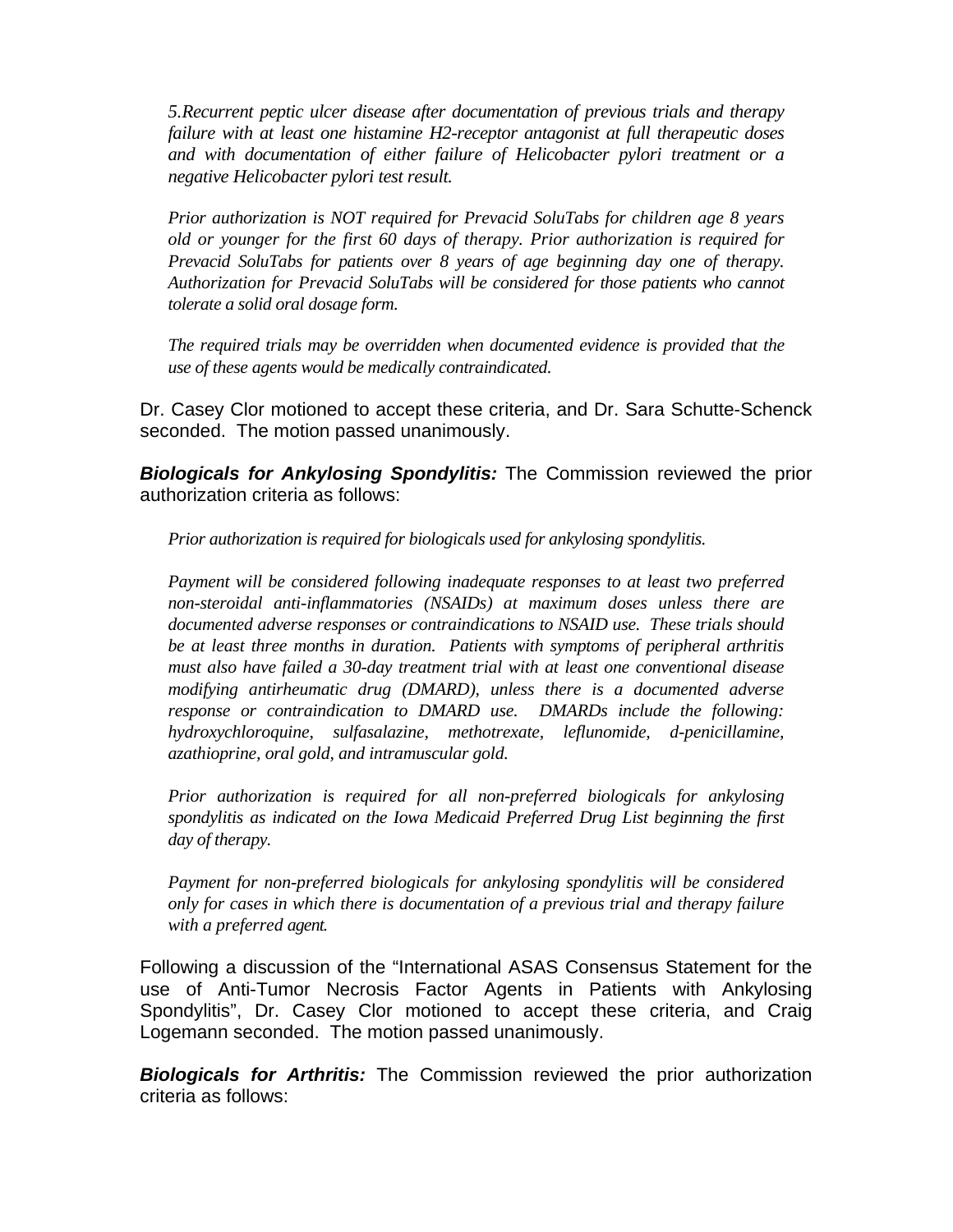*5.Recurrent peptic ulcer disease after documentation of previous trials and therapy failure with at least one histamine H2-receptor antagonist at full therapeutic doses and with documentation of either failure of Helicobacter pylori treatment or a negative Helicobacter pylori test result.*

*Prior authorization is NOT required for Prevacid SoluTabs for children age 8 years old or younger for the first 60 days of therapy. Prior authorization is required for Prevacid SoluTabs for patients over 8 years of age beginning day one of therapy. Authorization for Prevacid SoluTabs will be considered for those patients who cannot tolerate a solid oral dosage form.*

*The required trials may be overridden when documented evidence is provided that the use of these agents would be medically contraindicated.*

Dr. Casey Clor motioned to accept these criteria, and Dr. Sara Schutte-Schenck seconded. The motion passed unanimously.

***Biologicals for Ankylosing Spondylitis:*** The Commission reviewed the prior authorization criteria as follows:

*Prior authorization is required for biologicals used for ankylosing spondylitis.*

*Payment will be considered following inadequate responses to at least two preferred non-steroidal anti-inflammatories (NSAIDs) at maximum doses unless there are documented adverse responses or contraindications to NSAID use. These trials should be at least three months in duration. Patients with symptoms of peripheral arthritis must also have failed a 30-day treatment trial with at least one conventional disease modifying antirheumatic drug (DMARD), unless there is a documented adverse response or contraindication to DMARD use. DMARDs include the following: hydroxychloroquine, sulfasalazine, methotrexate, leflunomide, d-penicillamine, azathioprine, oral gold, and intramuscular gold.*

*Prior authorization is required for all non-preferred biologicals for ankylosing spondylitis as indicated on the Iowa Medicaid Preferred Drug List beginning the first day of therapy.*

*Payment for non-preferred biologicals for ankylosing spondylitis will be considered only for cases in which there is documentation of a previous trial and therapy failure with a preferred agent.*

Following a discussion of the "International ASAS Consensus Statement for the use of Anti-Tumor Necrosis Factor Agents in Patients with Ankylosing Spondylitis", Dr. Casey Clor motioned to accept these criteria, and Craig Logemann seconded. The motion passed unanimously.

***Biologicals for Arthritis:*** The Commission reviewed the prior authorization criteria as follows: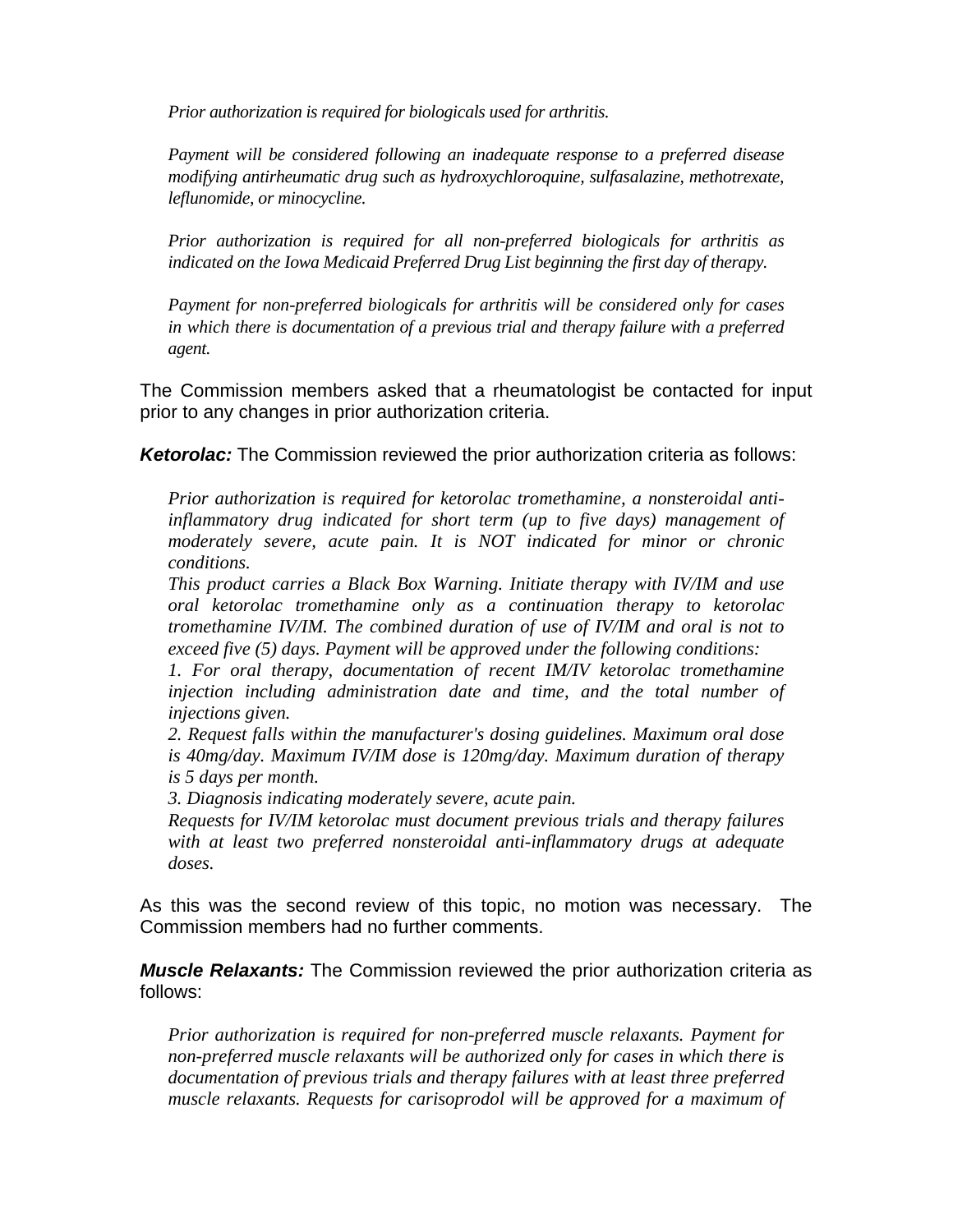*Prior authorization is required for biologicals used for arthritis.*

*Payment will be considered following an inadequate response to a preferred disease modifying antirheumatic drug such as hydroxychloroquine, sulfasalazine, methotrexate, leflunomide, or minocycline.*

*Prior authorization is required for all non-preferred biologicals for arthritis as indicated on the Iowa Medicaid Preferred Drug List beginning the first day of therapy.*

*Payment for non-preferred biologicals for arthritis will be considered only for cases in which there is documentation of a previous trial and therapy failure with a preferred agent.*

The Commission members asked that a rheumatologist be contacted for input prior to any changes in prior authorization criteria.

***Ketorolac:*** The Commission reviewed the prior authorization criteria as follows:

*Prior authorization is required for ketorolac tromethamine, a nonsteroidal anti-inflammatory drug indicated for short term (up to five days) management of moderately severe, acute pain. It is NOT indicated for minor or chronic conditions.*
*This product carries a Black Box Warning. Initiate therapy with IV/IM and use oral ketorolac tromethamine only as a continuation therapy to ketorolac tromethamine IV/IM. The combined duration of use of IV/IM and oral is not to exceed five (5) days. Payment will be approved under the following conditions:*
*1. For oral therapy, documentation of recent IM/IV ketorolac tromethamine injection including administration date and time, and the total number of injections given.*
*2. Request falls within the manufacturer's dosing guidelines. Maximum oral dose is 40mg/day. Maximum IV/IM dose is 120mg/day. Maximum duration of therapy is 5 days per month.*
*3. Diagnosis indicating moderately severe, acute pain.*
*Requests for IV/IM ketorolac must document previous trials and therapy failures with at least two preferred nonsteroidal anti-inflammatory drugs at adequate doses.*

As this was the second review of this topic, no motion was necessary. The Commission members had no further comments.

***Muscle Relaxants:*** The Commission reviewed the prior authorization criteria as follows:

*Prior authorization is required for non-preferred muscle relaxants. Payment for non-preferred muscle relaxants will be authorized only for cases in which there is documentation of previous trials and therapy failures with at least three preferred muscle relaxants. Requests for carisoprodol will be approved for a maximum of*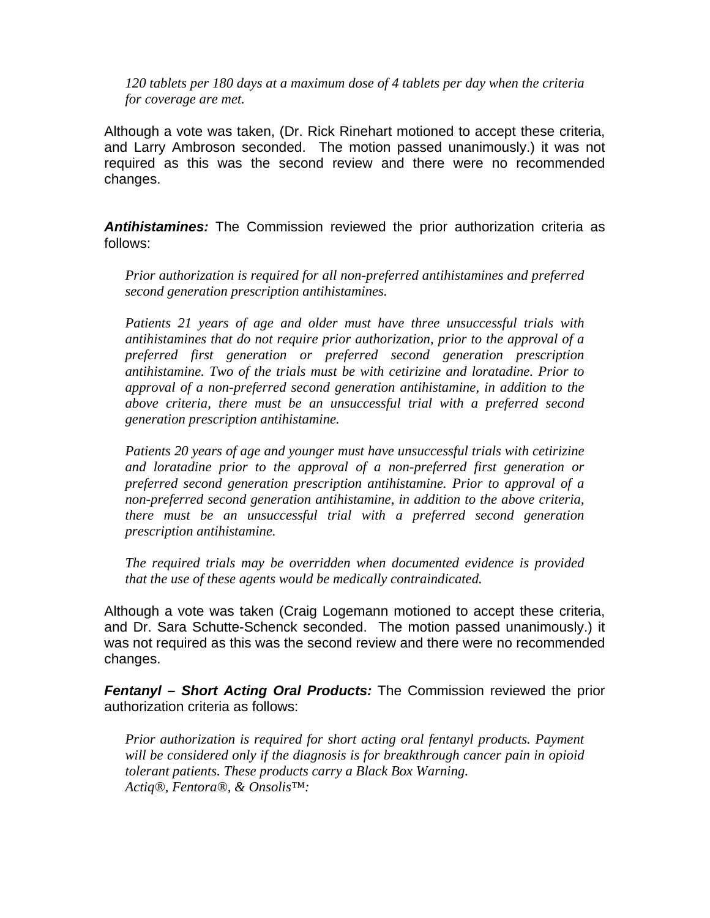*120 tablets per 180 days at a maximum dose of 4 tablets per day when the criteria for coverage are met.*

Although a vote was taken, (Dr. Rick Rinehart motioned to accept these criteria, and Larry Ambroson seconded. The motion passed unanimously.) it was not required as this was the second review and there were no recommended changes.

***Antihistamines:*** The Commission reviewed the prior authorization criteria as follows:

*Prior authorization is required for all non-preferred antihistamines and preferred second generation prescription antihistamines.*

*Patients 21 years of age and older must have three unsuccessful trials with antihistamines that do not require prior authorization, prior to the approval of a preferred first generation or preferred second generation prescription antihistamine. Two of the trials must be with cetirizine and loratadine. Prior to approval of a non-preferred second generation antihistamine, in addition to the above criteria, there must be an unsuccessful trial with a preferred second generation prescription antihistamine.*

*Patients 20 years of age and younger must have unsuccessful trials with cetirizine and loratadine prior to the approval of a non-preferred first generation or preferred second generation prescription antihistamine. Prior to approval of a non-preferred second generation antihistamine, in addition to the above criteria, there must be an unsuccessful trial with a preferred second generation prescription antihistamine.*

*The required trials may be overridden when documented evidence is provided that the use of these agents would be medically contraindicated.*

Although a vote was taken (Craig Logemann motioned to accept these criteria, and Dr. Sara Schutte-Schenck seconded. The motion passed unanimously.) it was not required as this was the second review and there were no recommended changes.

***Fentanyl – Short Acting Oral Products:*** The Commission reviewed the prior authorization criteria as follows:

*Prior authorization is required for short acting oral fentanyl products. Payment will be considered only if the diagnosis is for breakthrough cancer pain in opioid tolerant patients. These products carry a Black Box Warning.*
*Actiq®, Fentora®, & Onsolis™:*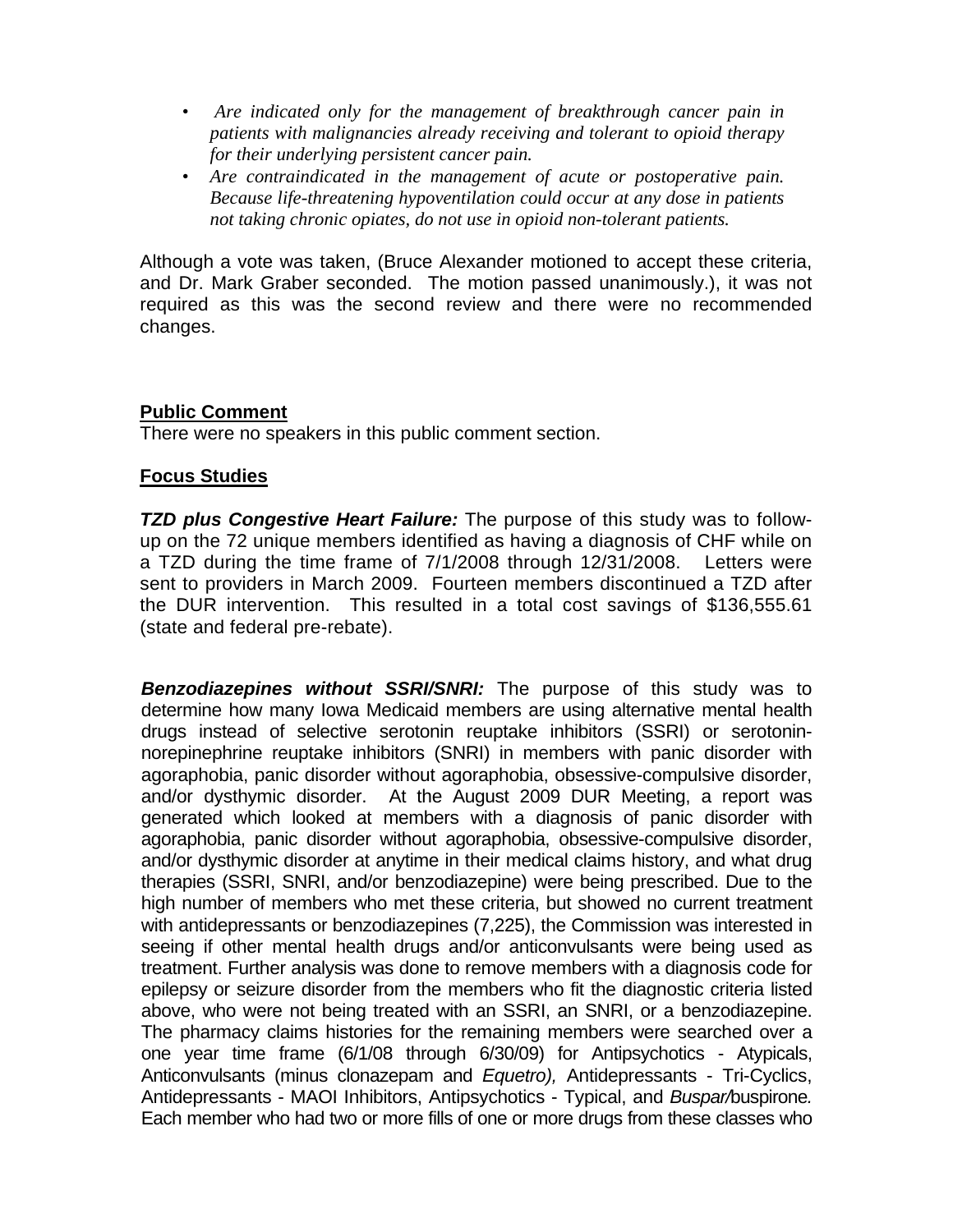- *Are indicated only for the management of breakthrough cancer pain in patients with malignancies already receiving and tolerant to opioid therapy for their underlying persistent cancer pain.*
- *Are contraindicated in the management of acute or postoperative pain. Because life-threatening hypoventilation could occur at any dose in patients not taking chronic opiates, do not use in opioid non-tolerant patients.*

Although a vote was taken, (Bruce Alexander motioned to accept these criteria, and Dr. Mark Graber seconded. The motion passed unanimously.), it was not required as this was the second review and there were no recommended changes.

**Public Comment**

There were no speakers in this public comment section.

**Focus Studies**

***TZD plus Congestive Heart Failure:*** The purpose of this study was to follow-up on the 72 unique members identified as having a diagnosis of CHF while on a TZD during the time frame of 7/1/2008 through 12/31/2008. Letters were sent to providers in March 2009. Fourteen members discontinued a TZD after the DUR intervention. This resulted in a total cost savings of $136,555.61 (state and federal pre-rebate).

***Benzodiazepines without SSRI/SNRI:*** The purpose of this study was to determine how many Iowa Medicaid members are using alternative mental health drugs instead of selective serotonin reuptake inhibitors (SSRI) or serotonin-norepinephrine reuptake inhibitors (SNRI) in members with panic disorder with agoraphobia, panic disorder without agoraphobia, obsessive-compulsive disorder, and/or dysthymic disorder. At the August 2009 DUR Meeting, a report was generated which looked at members with a diagnosis of panic disorder with agoraphobia, panic disorder without agoraphobia, obsessive-compulsive disorder, and/or dysthymic disorder at anytime in their medical claims history, and what drug therapies (SSRI, SNRI, and/or benzodiazepine) were being prescribed. Due to the high number of members who met these criteria, but showed no current treatment with antidepressants or benzodiazepines (7,225), the Commission was interested in seeing if other mental health drugs and/or anticonvulsants were being used as treatment. Further analysis was done to remove members with a diagnosis code for epilepsy or seizure disorder from the members who fit the diagnostic criteria listed above, who were not being treated with an SSRI, an SNRI, or a benzodiazepine. The pharmacy claims histories for the remaining members were searched over a one year time frame (6/1/08 through 6/30/09) for Antipsychotics - Atypicals, Anticonvulsants (minus clonazepam and *Equetro),* Antidepressants - Tri-Cyclics, Antidepressants - MAOI Inhibitors, Antipsychotics - Typical, and *Buspar/*buspirone*.* Each member who had two or more fills of one or more drugs from these classes who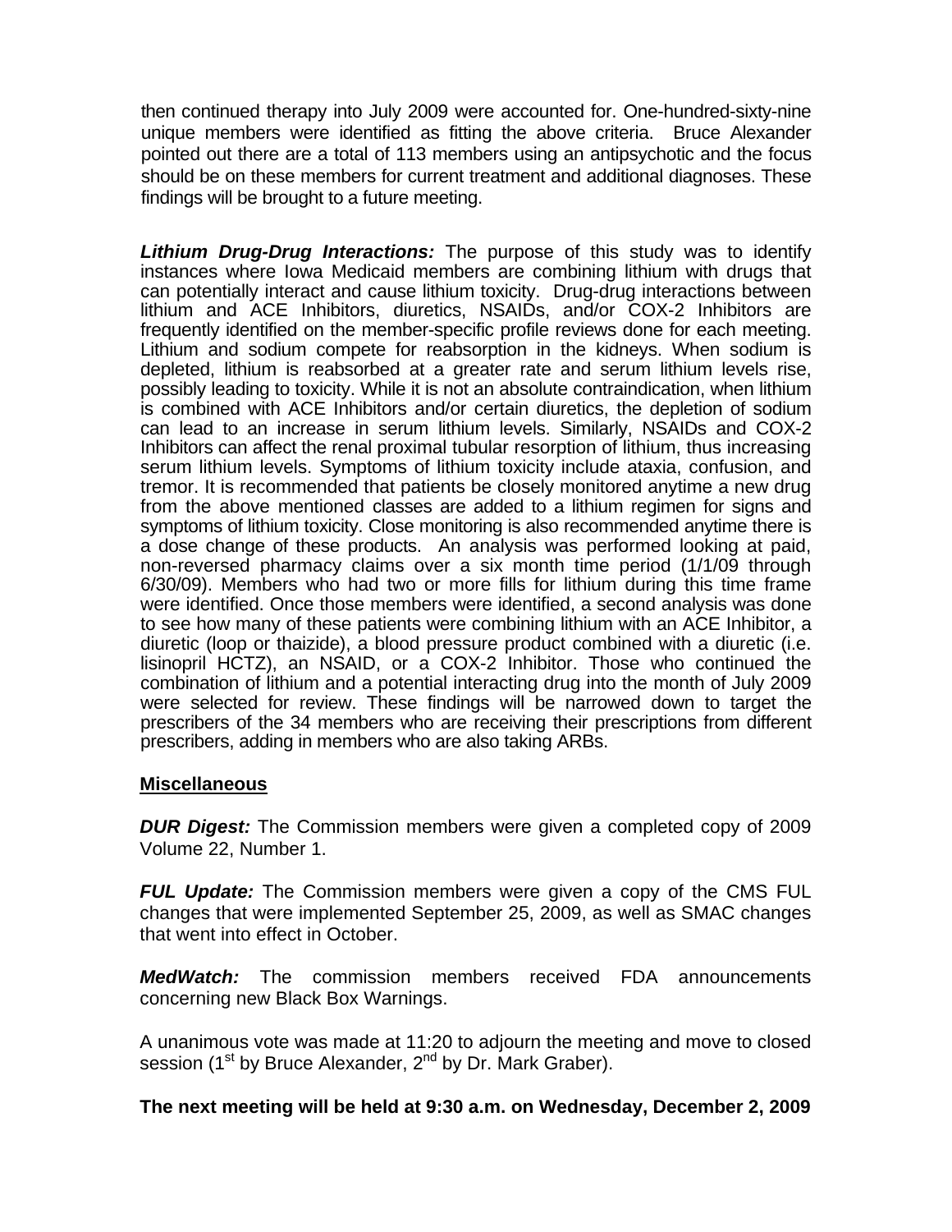then continued therapy into July 2009 were accounted for. One-hundred-sixty-nine unique members were identified as fitting the above criteria. Bruce Alexander pointed out there are a total of 113 members using an antipsychotic and the focus should be on these members for current treatment and additional diagnoses. These findings will be brought to a future meeting.

***Lithium Drug-Drug Interactions:*** The purpose of this study was to identify instances where Iowa Medicaid members are combining lithium with drugs that can potentially interact and cause lithium toxicity. Drug-drug interactions between lithium and ACE Inhibitors, diuretics, NSAIDs, and/or COX-2 Inhibitors are frequently identified on the member-specific profile reviews done for each meeting. Lithium and sodium compete for reabsorption in the kidneys. When sodium is depleted, lithium is reabsorbed at a greater rate and serum lithium levels rise, possibly leading to toxicity. While it is not an absolute contraindication, when lithium is combined with ACE Inhibitors and/or certain diuretics, the depletion of sodium can lead to an increase in serum lithium levels. Similarly, NSAIDs and COX-2 Inhibitors can affect the renal proximal tubular resorption of lithium, thus increasing serum lithium levels. Symptoms of lithium toxicity include ataxia, confusion, and tremor. It is recommended that patients be closely monitored anytime a new drug from the above mentioned classes are added to a lithium regimen for signs and symptoms of lithium toxicity. Close monitoring is also recommended anytime there is a dose change of these products. An analysis was performed looking at paid, non-reversed pharmacy claims over a six month time period (1/1/09 through 6/30/09). Members who had two or more fills for lithium during this time frame were identified. Once those members were identified, a second analysis was done to see how many of these patients were combining lithium with an ACE Inhibitor, a diuretic (loop or thaizide), a blood pressure product combined with a diuretic (i.e. lisinopril HCTZ), an NSAID, or a COX-2 Inhibitor. Those who continued the combination of lithium and a potential interacting drug into the month of July 2009 were selected for review. These findings will be narrowed down to target the prescribers of the 34 members who are receiving their prescriptions from different prescribers, adding in members who are also taking ARBs.

## Miscellaneous

***DUR Digest:*** The Commission members were given a completed copy of 2009 Volume 22, Number 1.

***FUL Update:*** The Commission members were given a copy of the CMS FUL changes that were implemented September 25, 2009, as well as SMAC changes that went into effect in October.

***MedWatch:*** The commission members received FDA announcements concerning new Black Box Warnings.

A unanimous vote was made at 11:20 to adjourn the meeting and move to closed session (1st by Bruce Alexander, 2nd by Dr. Mark Graber).

**The next meeting will be held at 9:30 a.m. on Wednesday, December 2, 2009**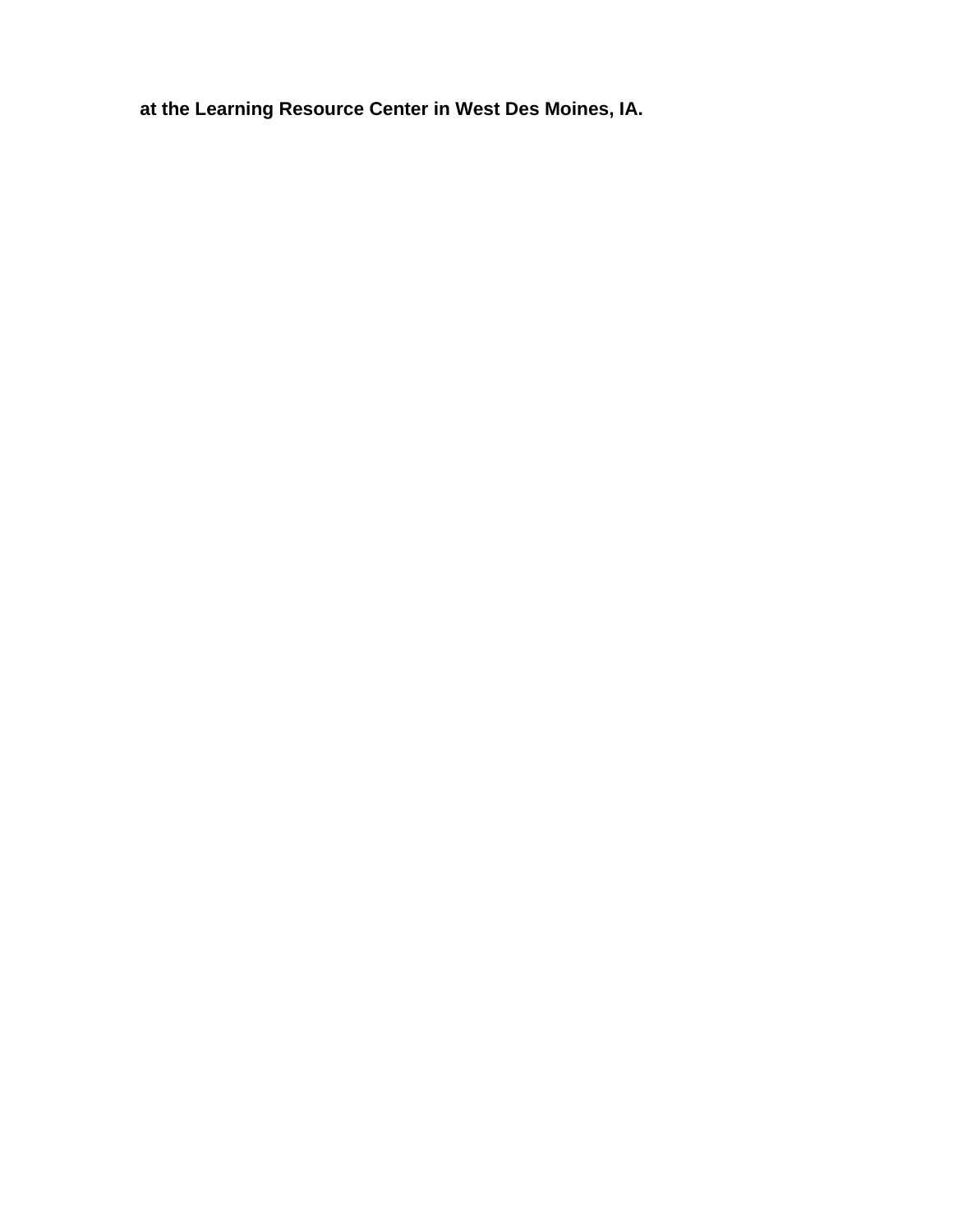**at the Learning Resource Center in West Des Moines, IA.**